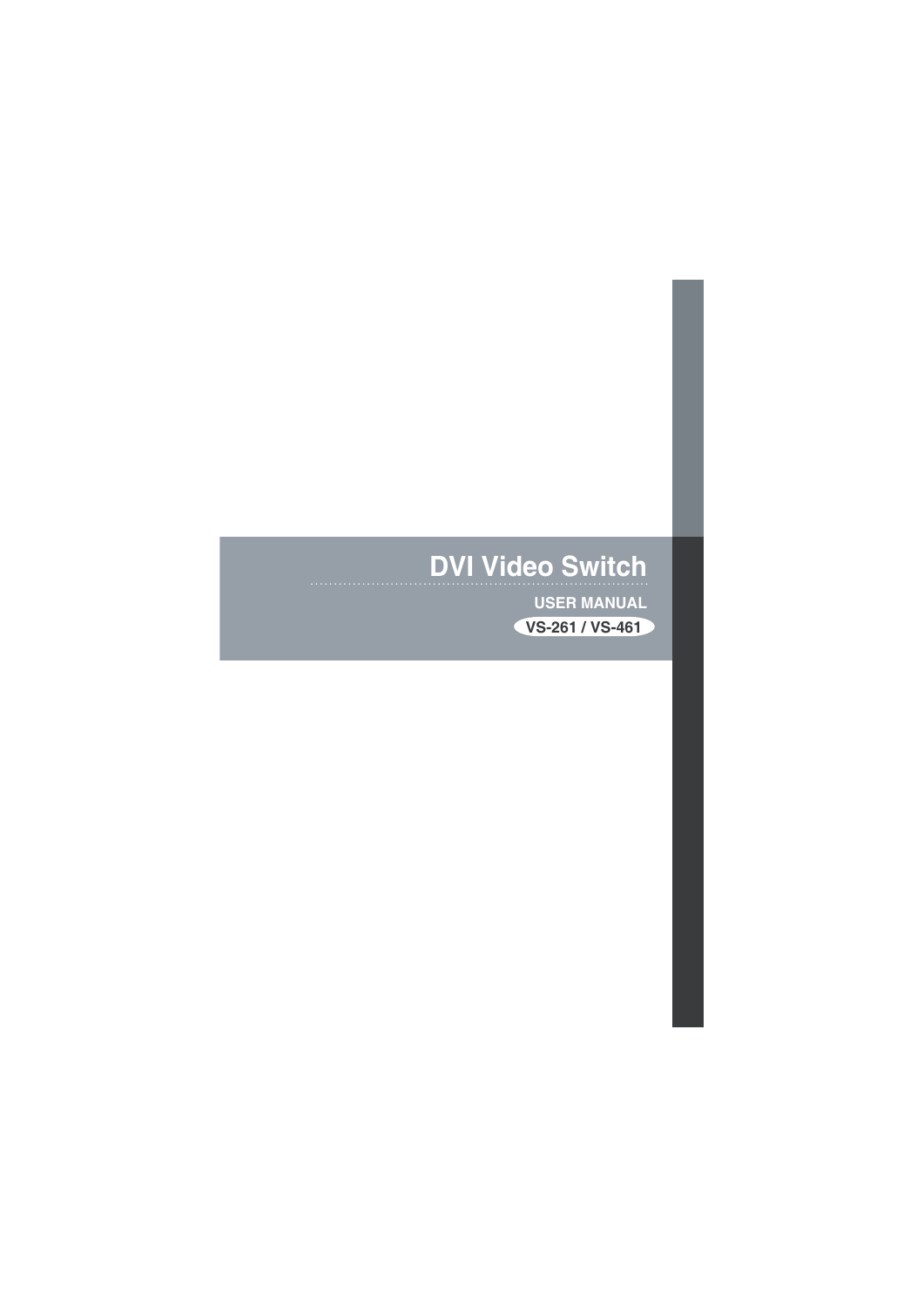# DVI Video Switch

USER MANUAL

VS-261 / VS-461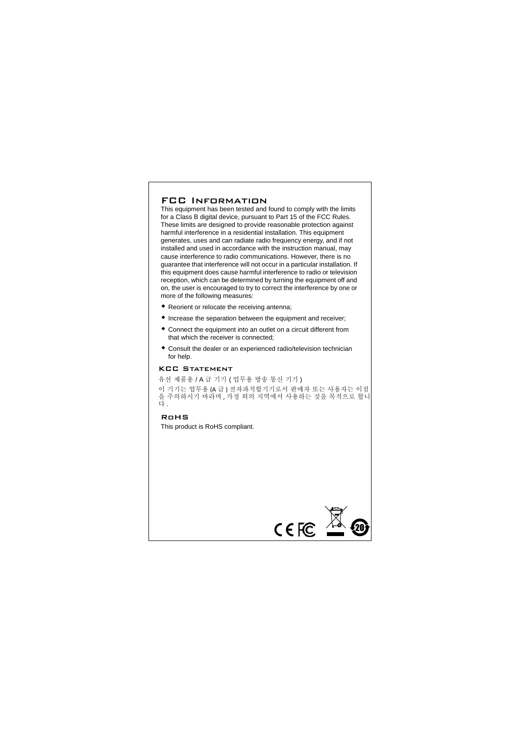## FCC Information

This equipment has been tested and found to comply with the limits for a Class B digital device, pursuant to Part 15 of the FCC Rules. These limits are designed to provide reasonable protection against harmful interference in a residential installation. This equipment generates, uses and can radiate radio frequency energy, and if not installed and used in accordance with the instruction manual, may cause interference to radio communications. However, there is no guarantee that interference will not occur in a particular installation. If this equipment does cause harmful interference to radio or television reception, which can be determined by turning the equipment off and on, the user is encouraged to try to correct the interference by one or more of the following measures:

- Reorient or relocate the receiving antenna;
- Increase the separation between the equipment and receiver;
- Connect the equipment into an outlet on a circuit different from that which the receiver is connected;
- Consult the dealer or an experienced radio/television technician for help.

## KCC Statement

유선 제품용 / A 급 기기 ( 업무용 방송 통신 기기 )

이 기기는 업무용 (A 급 ) 전자파적합기기로서 판매자 또는 사용자는 이점을 주의하시기 바라며 , 가정 외의 지역에서 사용하는 것을 목적으로 합니다 .

## RoHS

This product is RoHS compliant.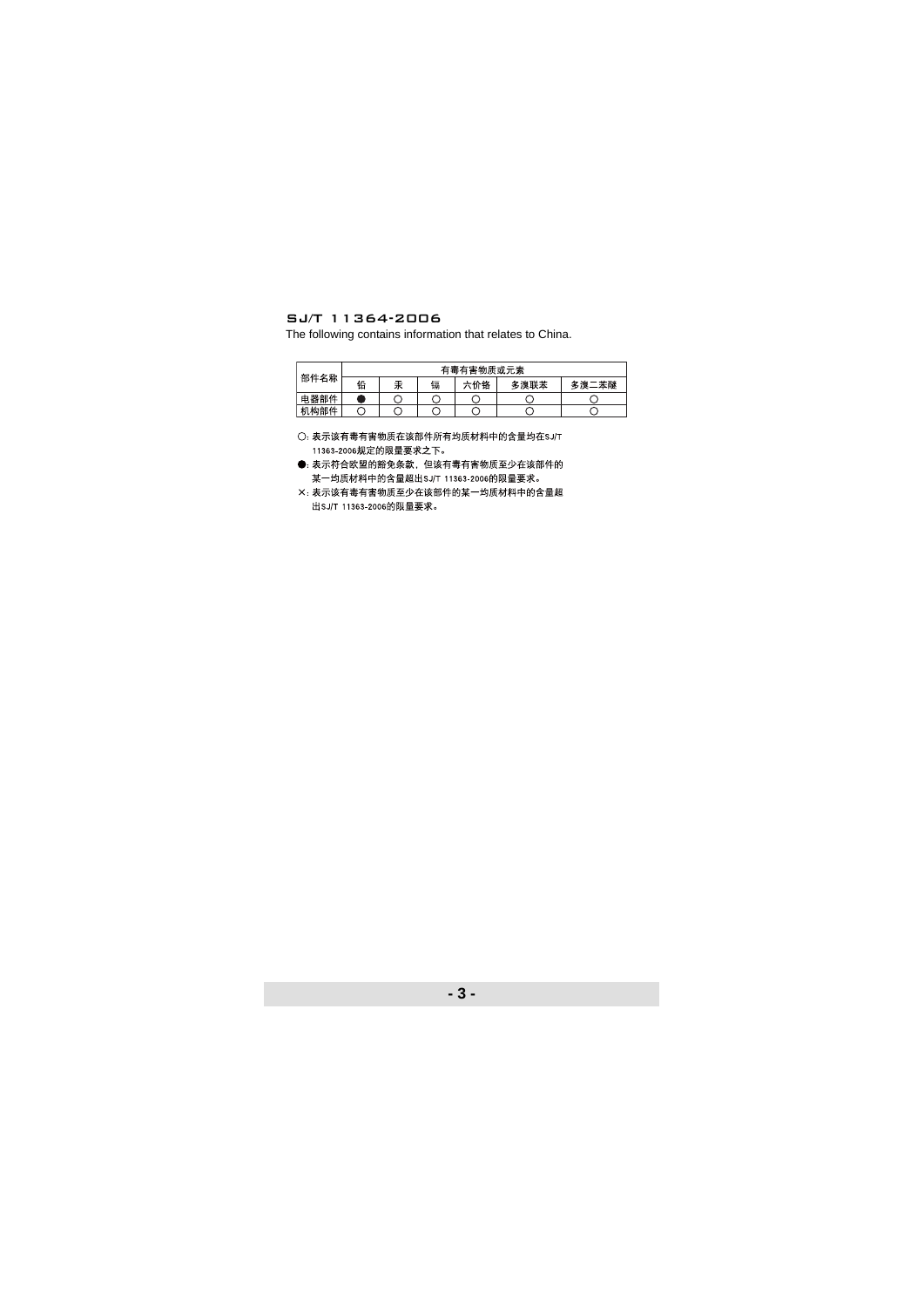## SJ/T 11364-2006

The following contains information that relates to China.

| 部件名称 | 有毒有害物质或元素 | | | | | |
|---|---|---|---|---|---|---|
| | 铅 | 汞 | 镉 | 六价铬 | 多溴联苯 | 多溴二苯醚 |
| 电器部件 | ● | ○ | ○ | ○ | ○ | ○ |
| 机构部件 | ○ | ○ | ○ | ○ | ○ | ○ |

○: 表示该有毒有害物质在该部件所有均质材料中的含量均在SJ/T 11363-2006规定的限量要求之下。

●: 表示符合欧盟的豁免条款，但该有毒有害物质至少在该部件的某一均质材料中的含量超出SJ/T 11363-2006的限量要求。

×: 表示该有毒有害物质至少在该部件的某一均质材料中的含量超出SJ/T 11363-2006的限量要求。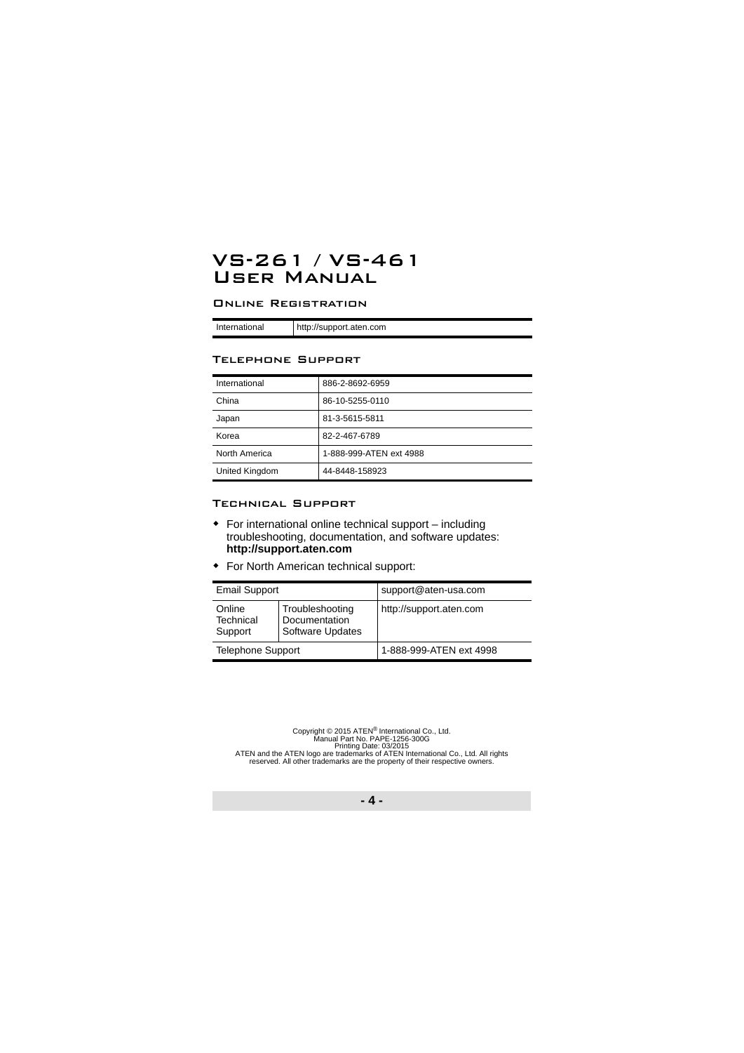# VS-261 / VS-461 User Manual

### Online Registration

| International | http://support.aten.com |
|---|---|

### Telephone Support

| International | 886-2-8692-6959 |
|---|---|
| China | 86-10-5255-0110 |
| Japan | 81-3-5615-5811 |
| Korea | 82-2-467-6789 |
| North America | 1-888-999-ATEN ext 4988 |
| United Kingdom | 44-8448-158923 |

### Technical Support

- For international online technical support – including troubleshooting, documentation, and software updates: **http://support.aten.com**
- For North American technical support:

| Email Support | | support@aten-usa.com |
|---|---|---|
| Online Technical Support | Troubleshooting Documentation Software Updates | http://support.aten.com |
| Telephone Support | | 1-888-999-ATEN ext 4998 |

Copyright © 2015 ATEN® International Co., Ltd.
Manual Part No. PAPE-1256-300G
Printing Date: 03/2015
ATEN and the ATEN logo are trademarks of ATEN International Co., Ltd. All rights reserved. All other trademarks are the property of their respective owners.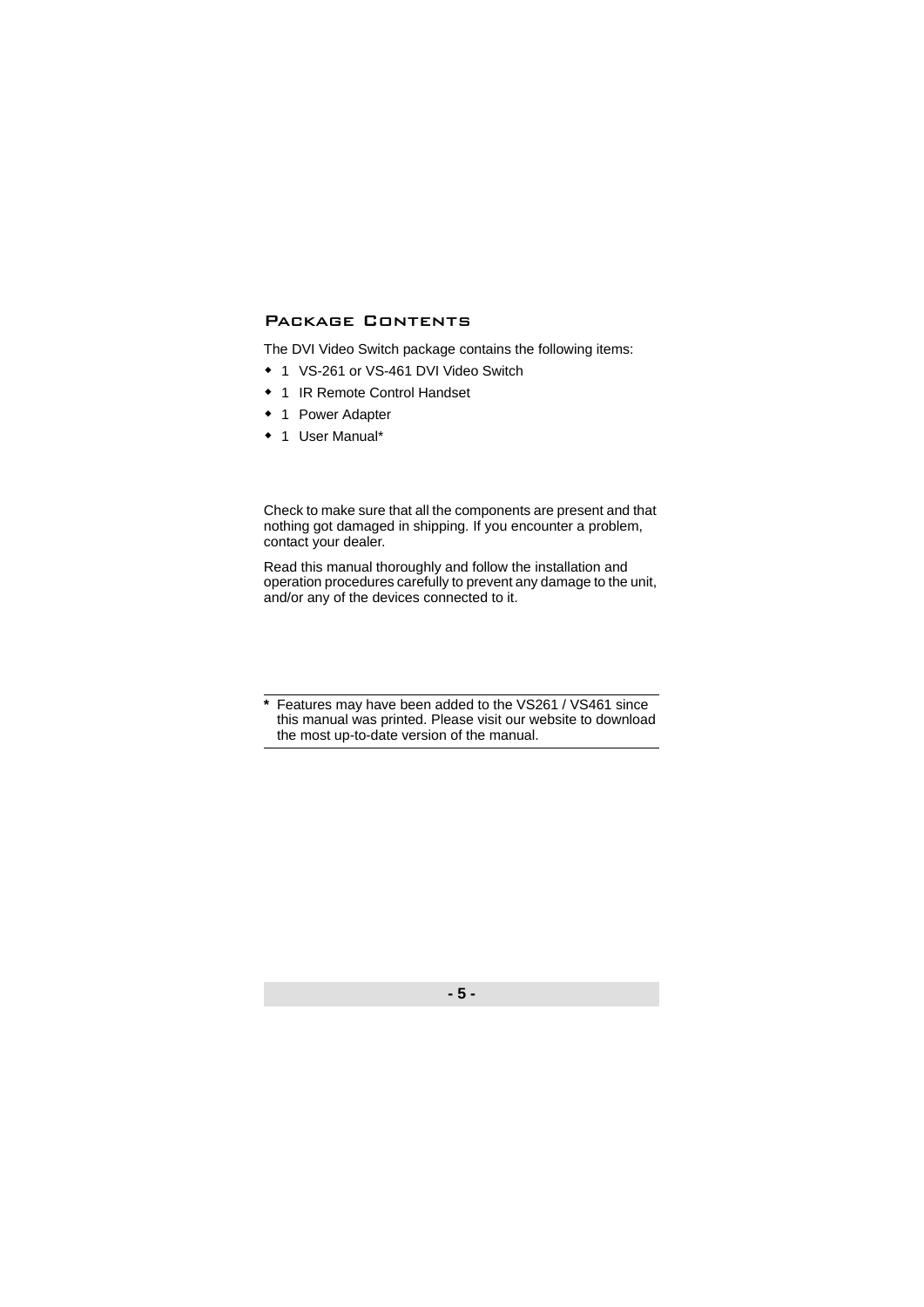## Package Contents

The DVI Video Switch package contains the following items:

- 1 VS-261 or VS-461 DVI Video Switch
- 1 IR Remote Control Handset
- 1 Power Adapter
- 1 User Manual*

Check to make sure that all the components are present and that nothing got damaged in shipping. If you encounter a problem, contact your dealer.

Read this manual thoroughly and follow the installation and operation procedures carefully to prevent any damage to the unit, and/or any of the devices connected to it.

---

**\*** Features may have been added to the VS261 / VS461 since this manual was printed. Please visit our website to download the most up-to-date version of the manual.

---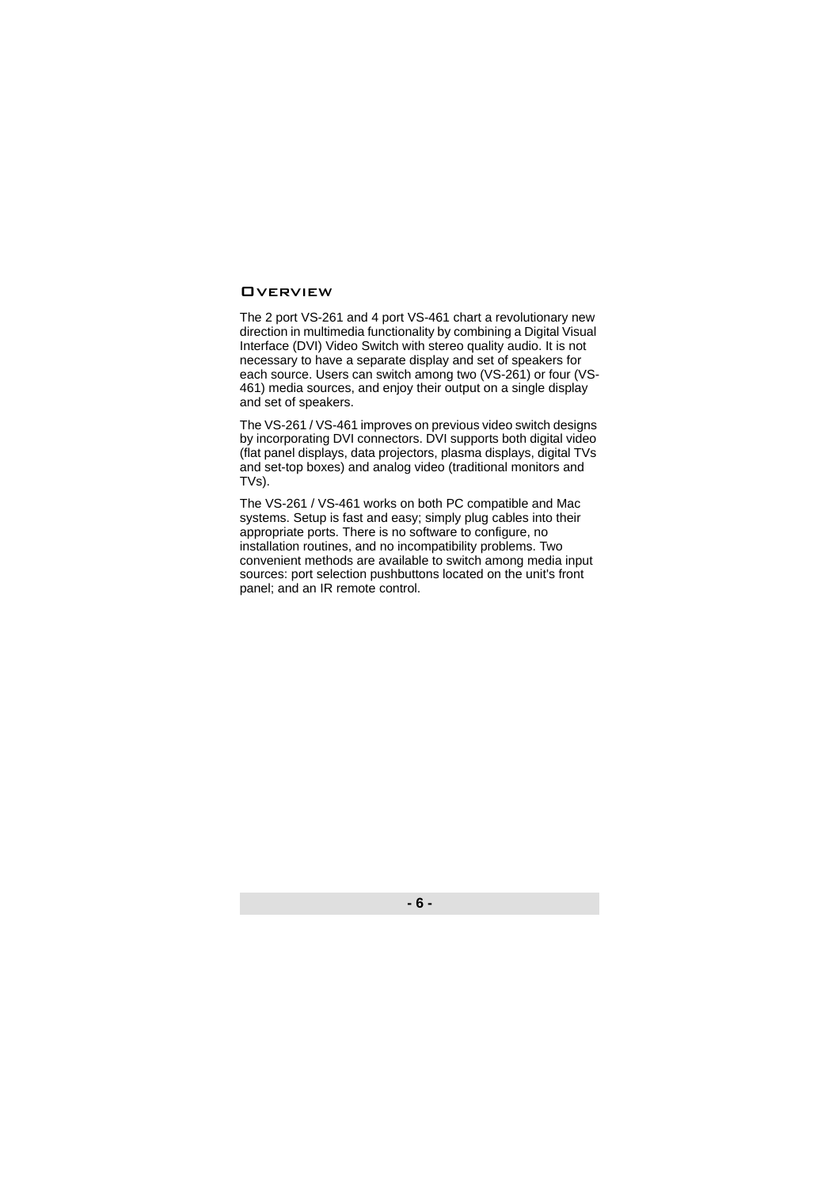## Overview

The 2 port VS-261 and 4 port VS-461 chart a revolutionary new direction in multimedia functionality by combining a Digital Visual Interface (DVI) Video Switch with stereo quality audio. It is not necessary to have a separate display and set of speakers for each source. Users can switch among two (VS-261) or four (VS-461) media sources, and enjoy their output on a single display and set of speakers.

The VS-261 / VS-461 improves on previous video switch designs by incorporating DVI connectors. DVI supports both digital video (flat panel displays, data projectors, plasma displays, digital TVs and set-top boxes) and analog video (traditional monitors and TVs).

The VS-261 / VS-461 works on both PC compatible and Mac systems. Setup is fast and easy; simply plug cables into their appropriate ports. There is no software to configure, no installation routines, and no incompatibility problems. Two convenient methods are available to switch among media input sources: port selection pushbuttons located on the unit's front panel; and an IR remote control.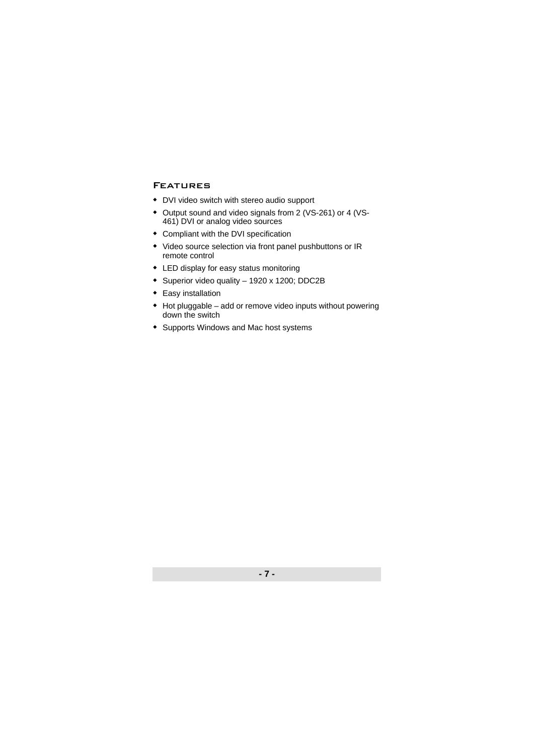## Features

- DVI video switch with stereo audio support
- Output sound and video signals from 2 (VS-261) or 4 (VS-461) DVI or analog video sources
- Compliant with the DVI specification
- Video source selection via front panel pushbuttons or IR remote control
- LED display for easy status monitoring
- Superior video quality – 1920 x 1200; DDC2B
- Easy installation
- Hot pluggable – add or remove video inputs without powering down the switch
- Supports Windows and Mac host systems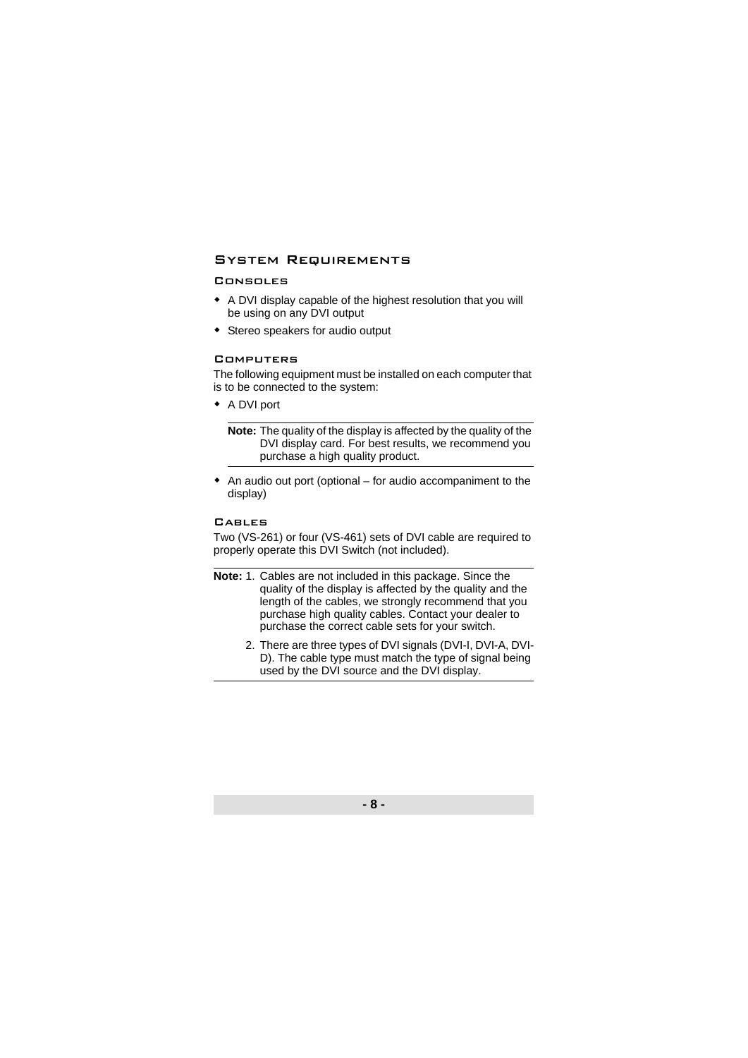## System Requirements

### Consoles

- A DVI display capable of the highest resolution that you will be using on any DVI output
- Stereo speakers for audio output

### Computers

The following equipment must be installed on each computer that is to be connected to the system:

- A DVI port

  **Note:** The quality of the display is affected by the quality of the DVI display card. For best results, we recommend you purchase a high quality product.

- An audio out port (optional – for audio accompaniment to the display)

### Cables

Two (VS-261) or four (VS-461) sets of DVI cable are required to properly operate this DVI Switch (not included).

**Note:**

1. Cables are not included in this package. Since the quality of the display is affected by the quality and the length of the cables, we strongly recommend that you purchase high quality cables. Contact your dealer to purchase the correct cable sets for your switch.
2. There are three types of DVI signals (DVI-I, DVI-A, DVI-D). The cable type must match the type of signal being used by the DVI source and the DVI display.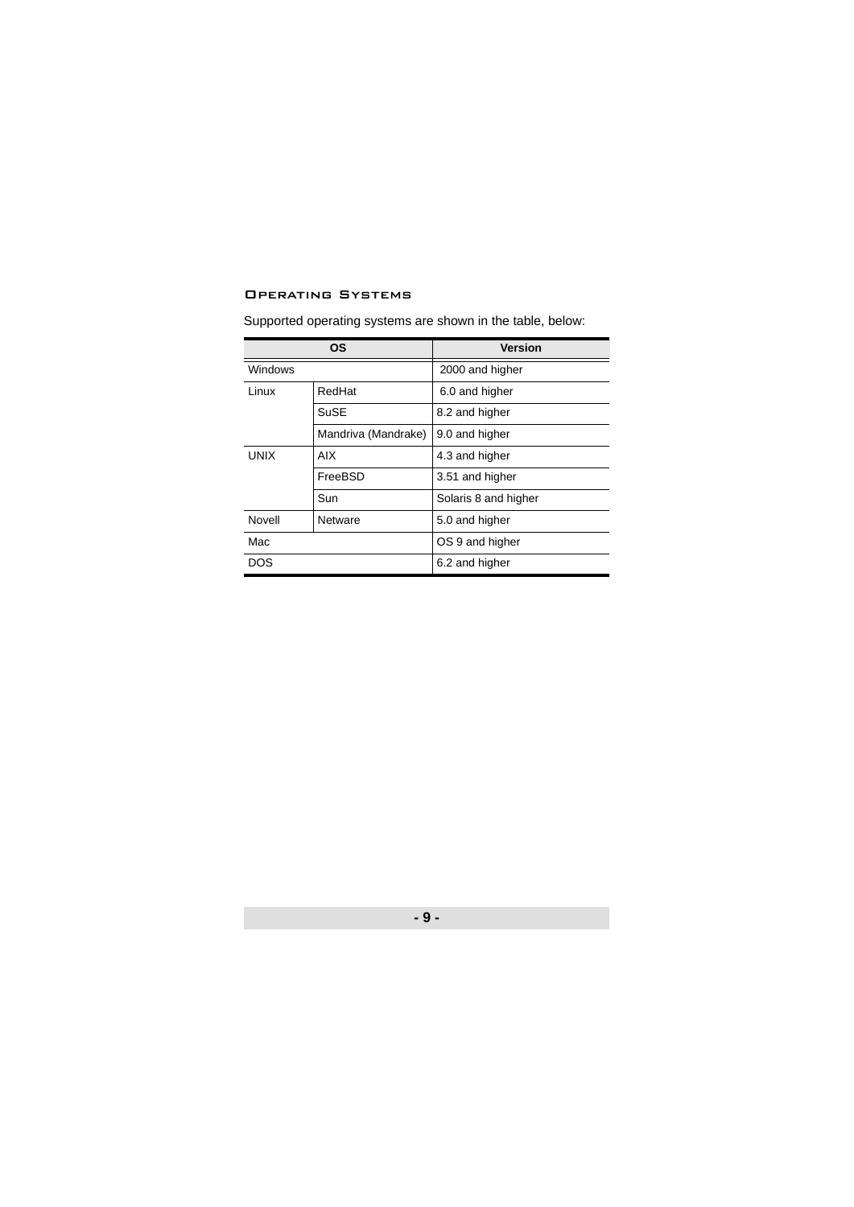### Operating Systems

Supported operating systems are shown in the table, below:

| OS | | Version |
|---|---|---|
| Windows | | 2000 and higher |
| Linux | RedHat | 6.0 and higher |
| | SuSE | 8.2 and higher |
| | Mandriva (Mandrake) | 9.0 and higher |
| UNIX | AIX | 4.3 and higher |
| | FreeBSD | 3.51 and higher |
| | Sun | Solaris 8 and higher |
| Novell | Netware | 5.0 and higher |
| Mac | | OS 9 and higher |
| DOS | | 6.2 and higher |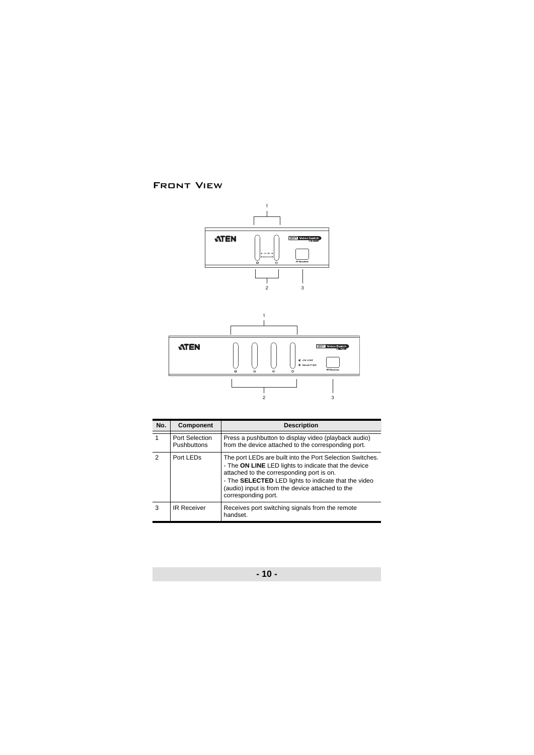## Front View

| No. | Component | Description |
|---|---|---|
| 1 | Port Selection Pushbuttons | Press a pushbutton to display video (playback audio) from the device attached to the corresponding port. |
| 2 | Port LEDs | The port LEDs are built into the Port Selection Switches.<br>- The **ON LINE** LED lights to indicate that the device attached to the corresponding port is on.<br>- The **SELECTED** LED lights to indicate that the video (audio) input is from the device attached to the corresponding port. |
| 3 | IR Receiver | Receives port switching signals from the remote handset. |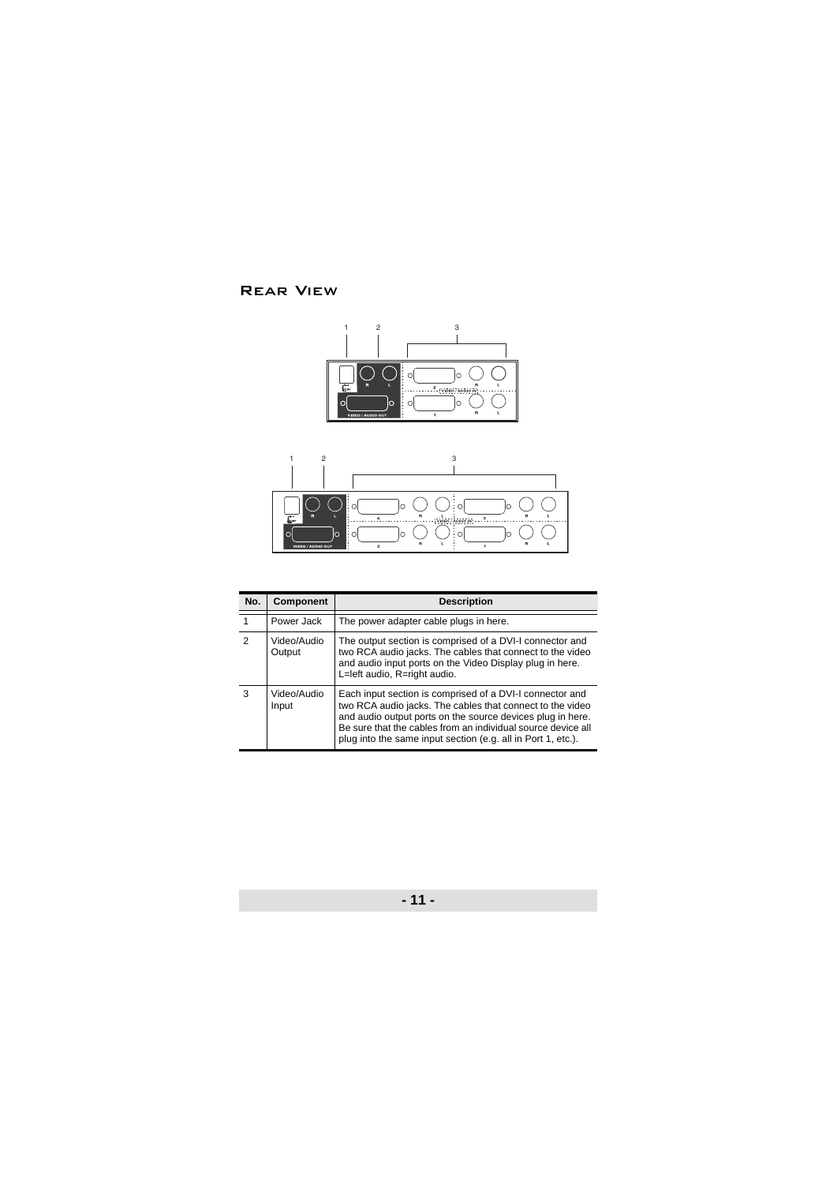## Rear View

| No. | Component | Description |
|---|---|---|
| 1 | Power Jack | The power adapter cable plugs in here. |
| 2 | Video/Audio Output | The output section is comprised of a DVI-I connector and two RCA audio jacks. The cables that connect to the video and audio input ports on the Video Display plug in here. L=left audio, R=right audio. |
| 3 | Video/Audio Input | Each input section is comprised of a DVI-I connector and two RCA audio jacks. The cables that connect to the video and audio output ports on the source devices plug in here. Be sure that the cables from an individual source device all plug into the same input section (e.g. all in Port 1, etc.). |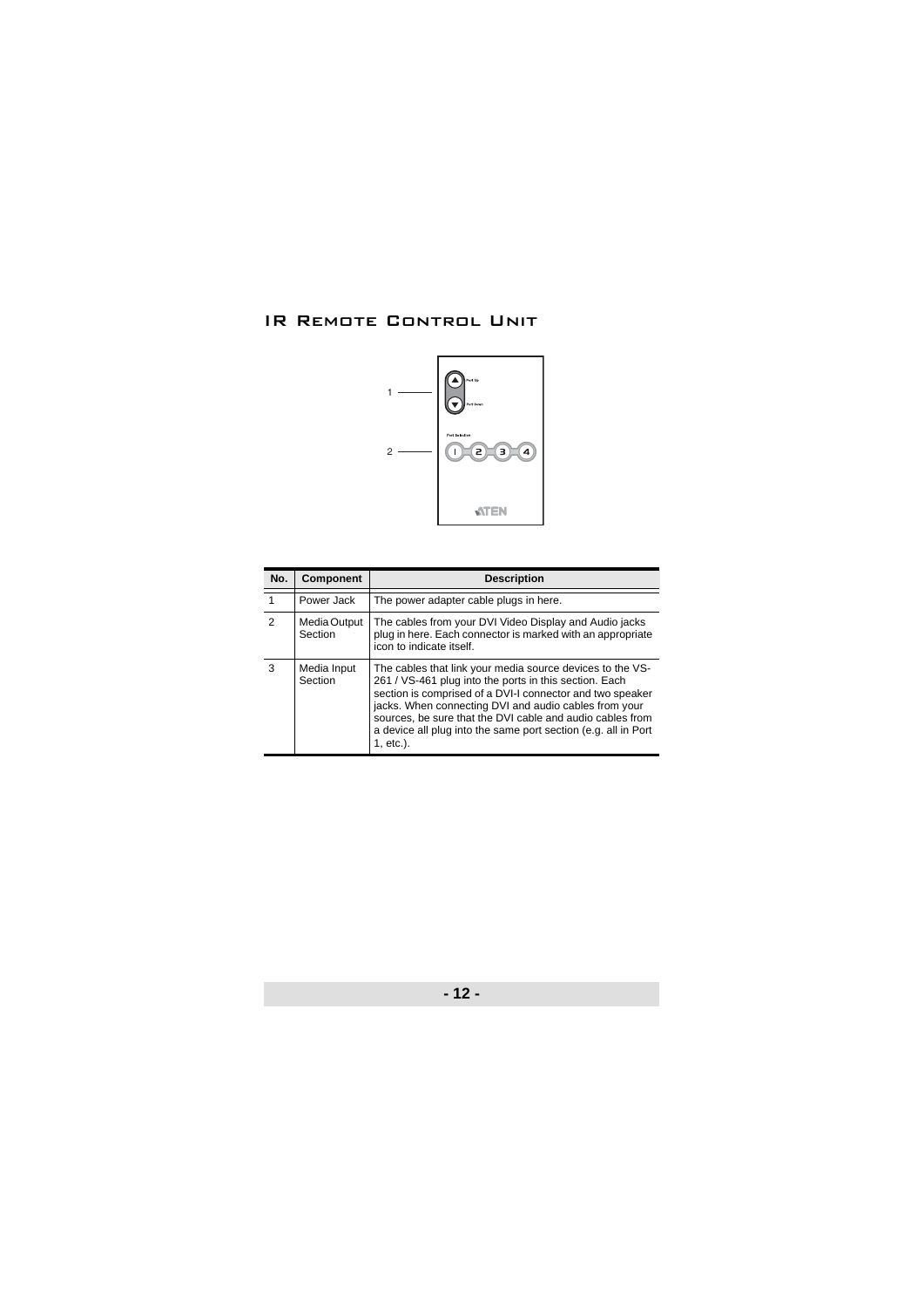## IR Remote Control Unit

| No. | Component | Description |
|---|---|---|
| 1 | Power Jack | The power adapter cable plugs in here. |
| 2 | Media Output Section | The cables from your DVI Video Display and Audio jacks plug in here. Each connector is marked with an appropriate icon to indicate itself. |
| 3 | Media Input Section | The cables that link your media source devices to the VS-261 / VS-461 plug into the ports in this section. Each section is comprised of a DVI-I connector and two speaker jacks. When connecting DVI and audio cables from your sources, be sure that the DVI cable and audio cables from a device all plug into the same port section (e.g. all in Port 1, etc.). |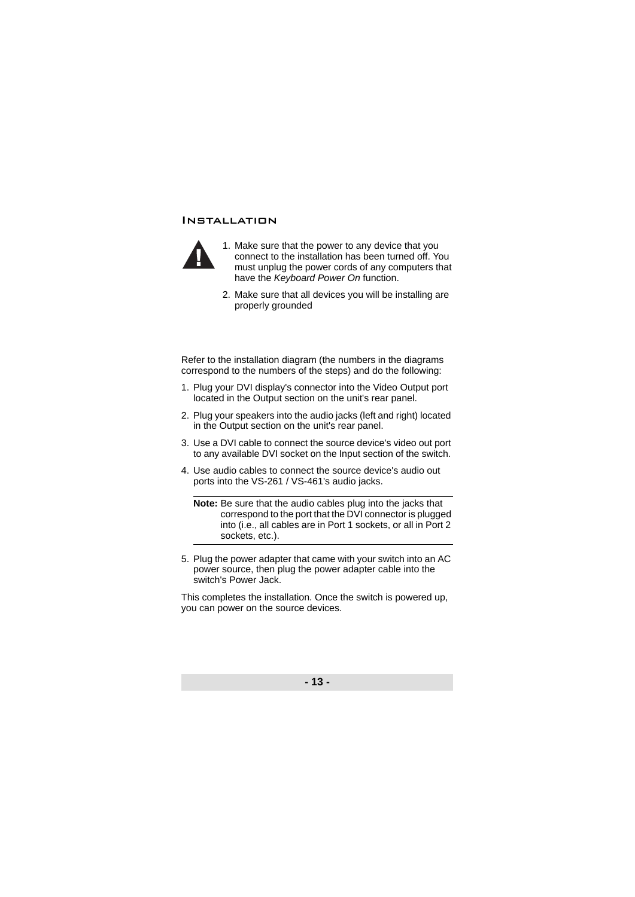## Installation

1. Make sure that the power to any device that you connect to the installation has been turned off. You must unplug the power cords of any computers that have the *Keyboard Power On* function.

2. Make sure that all devices you will be installing are properly grounded

Refer to the installation diagram (the numbers in the diagrams correspond to the numbers of the steps) and do the following:

1. Plug your DVI display's connector into the Video Output port located in the Output section on the unit's rear panel.
2. Plug your speakers into the audio jacks (left and right) located in the Output section on the unit's rear panel.
3. Use a DVI cable to connect the source device's video out port to any available DVI socket on the Input section of the switch.
4. Use audio cables to connect the source device's audio out ports into the VS-261 / VS-461's audio jacks.

   **Note:** Be sure that the audio cables plug into the jacks that correspond to the port that the DVI connector is plugged into (i.e., all cables are in Port 1 sockets, or all in Port 2 sockets, etc.).

5. Plug the power adapter that came with your switch into an AC power source, then plug the power adapter cable into the switch's Power Jack.

This completes the installation. Once the switch is powered up, you can power on the source devices.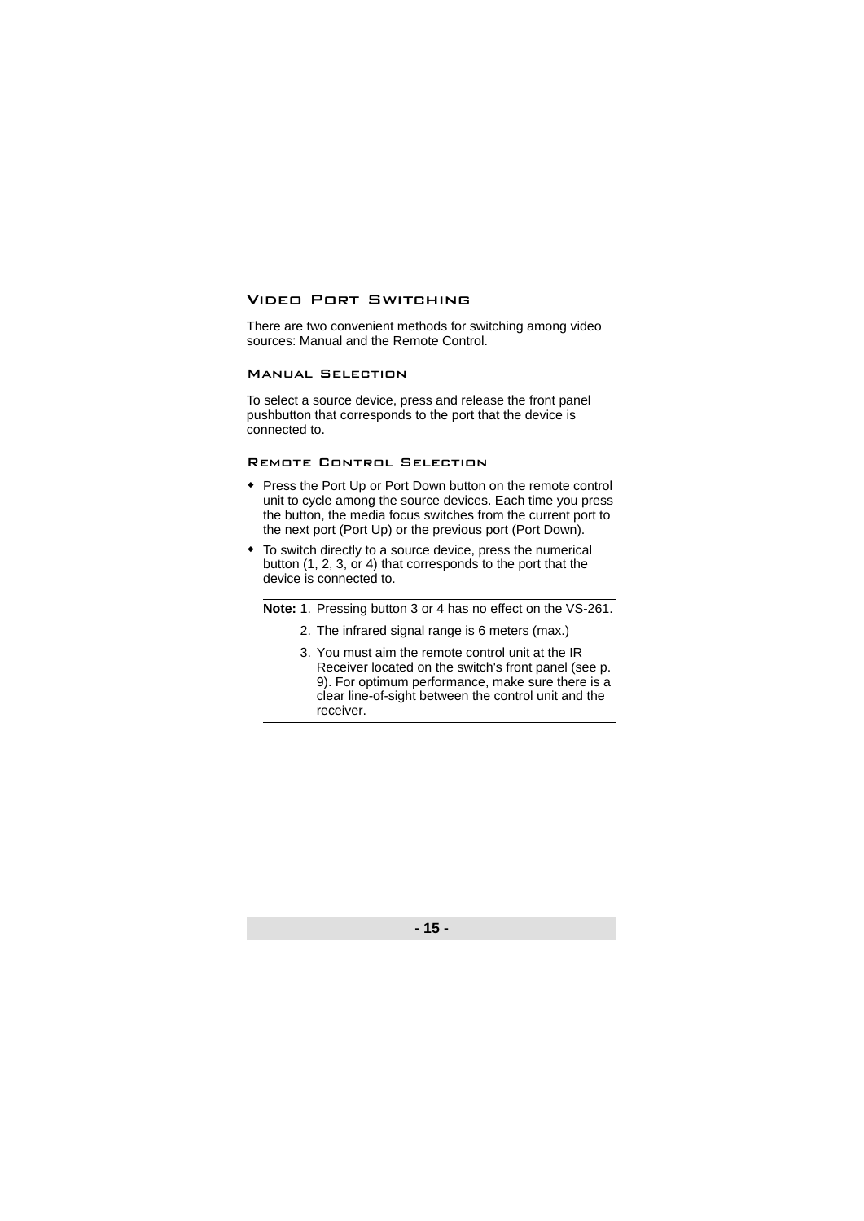## Video Port Switching

There are two convenient methods for switching among video sources: Manual and the Remote Control.

### Manual Selection

To select a source device, press and release the front panel pushbutton that corresponds to the port that the device is connected to.

### Remote Control Selection

- Press the Port Up or Port Down button on the remote control unit to cycle among the source devices. Each time you press the button, the media focus switches from the current port to the next port (Port Up) or the previous port (Port Down).
- To switch directly to a source device, press the numerical button (1, 2, 3, or 4) that corresponds to the port that the device is connected to.

---

**Note:** 1. Pressing button 3 or 4 has no effect on the VS-261.

2. The infrared signal range is 6 meters (max.)

3. You must aim the remote control unit at the IR Receiver located on the switch's front panel (see p. 9). For optimum performance, make sure there is a clear line-of-sight between the control unit and the receiver.

---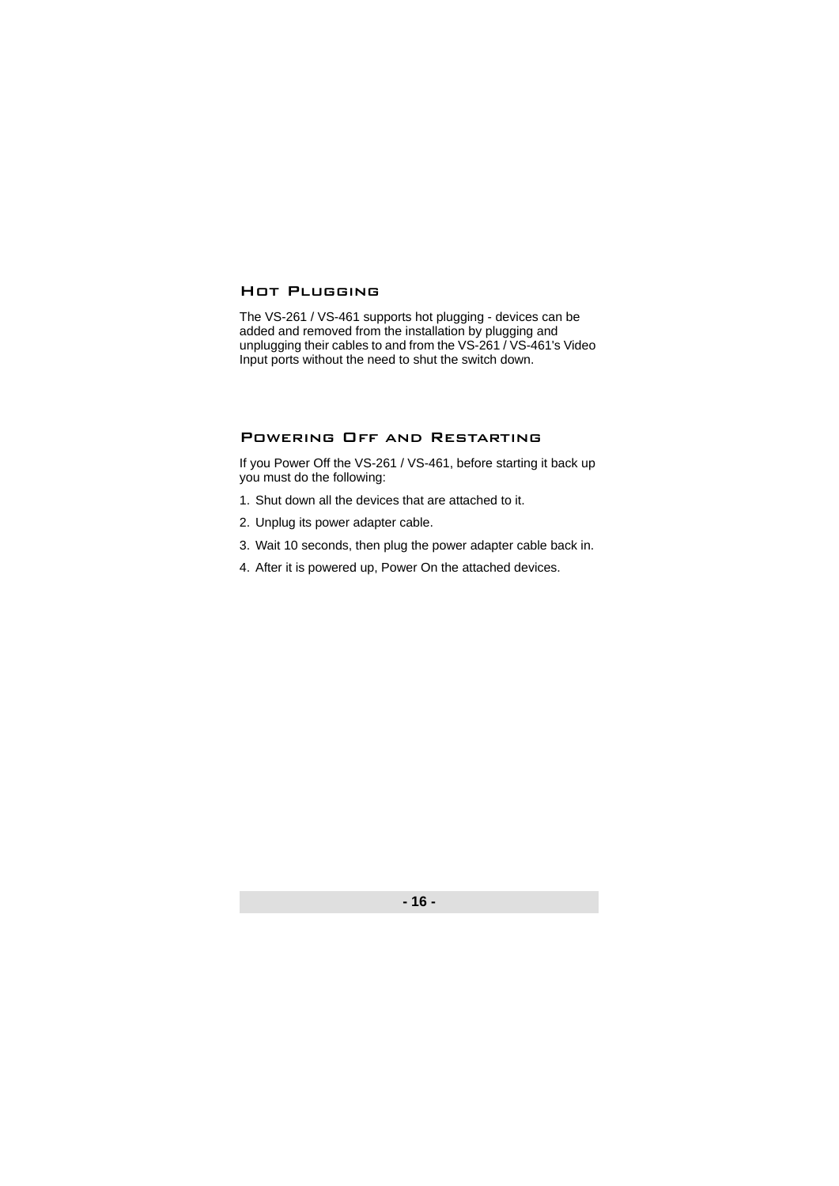## Hot Plugging

The VS-261 / VS-461 supports hot plugging - devices can be added and removed from the installation by plugging and unplugging their cables to and from the VS-261 / VS-461's Video Input ports without the need to shut the switch down.

## Powering Off and Restarting

If you Power Off the VS-261 / VS-461, before starting it back up you must do the following:

1. Shut down all the devices that are attached to it.
2. Unplug its power adapter cable.
3. Wait 10 seconds, then plug the power adapter cable back in.
4. After it is powered up, Power On the attached devices.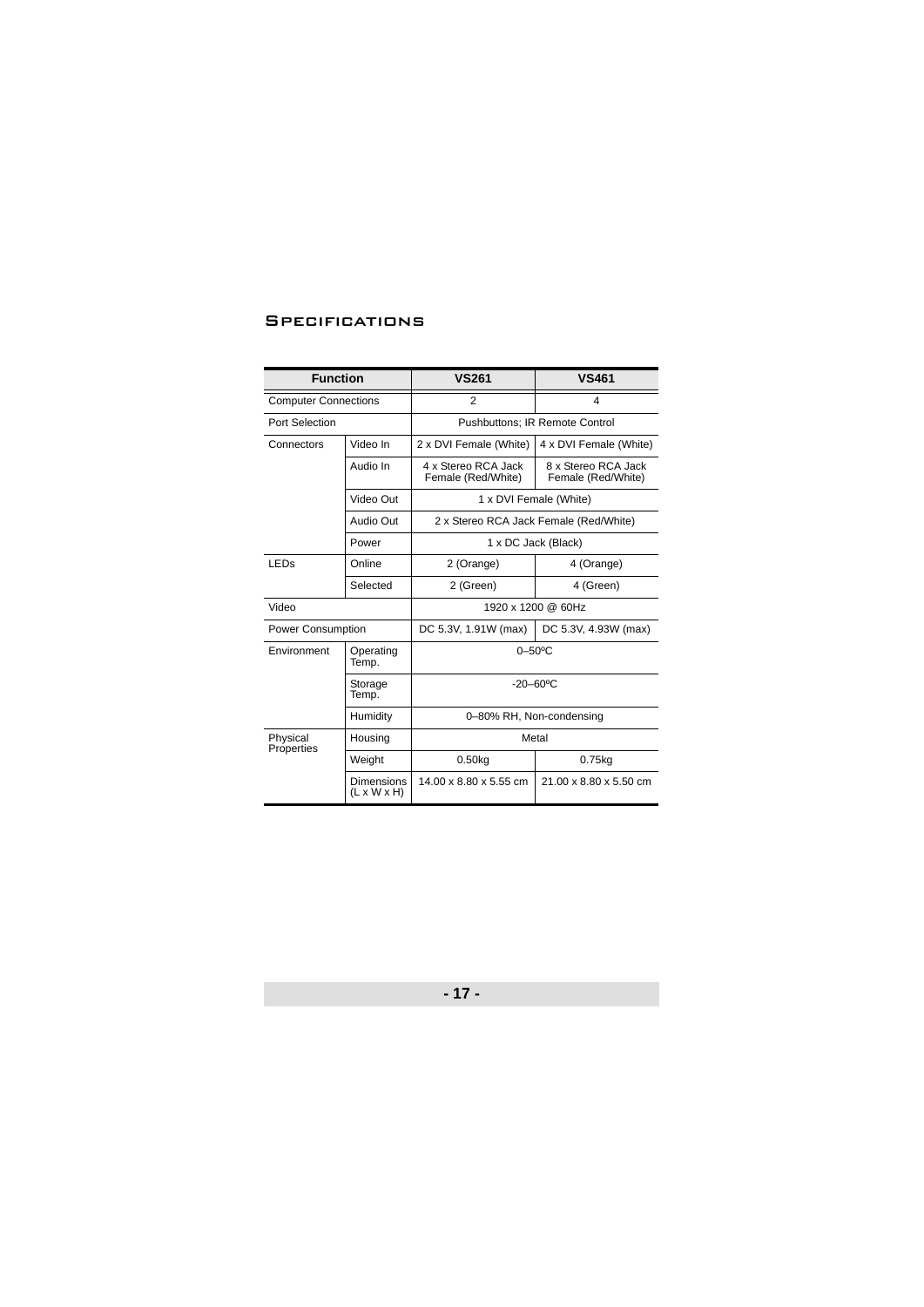## Specifications

| Function | | VS261 | VS461 |
|---|---|---|---|
| Computer Connections | | 2 | 4 |
| Port Selection | | Pushbuttons; IR Remote Control | |
| Connectors | Video In | 2 x DVI Female (White) | 4 x DVI Female (White) |
| | Audio In | 4 x Stereo RCA Jack Female (Red/White) | 8 x Stereo RCA Jack Female (Red/White) |
| | Video Out | 1 x DVI Female (White) | |
| | Audio Out | 2 x Stereo RCA Jack Female (Red/White) | |
| | Power | 1 x DC Jack (Black) | |
| LEDs | Online | 2 (Orange) | 4 (Orange) |
| | Selected | 2 (Green) | 4 (Green) |
| Video | | 1920 x 1200 @ 60Hz | |
| Power Consumption | | DC 5.3V, 1.91W (max) | DC 5.3V, 4.93W (max) |
| Environment | Operating Temp. | 0–50ºC | |
| | Storage Temp. | -20–60ºC | |
| | Humidity | 0–80% RH, Non-condensing | |
| Physical Properties | Housing | Metal | |
| | Weight | 0.50kg | 0.75kg |
| | Dimensions (L x W x H) | 14.00 x 8.80 x 5.55 cm | 21.00 x 8.80 x 5.50 cm |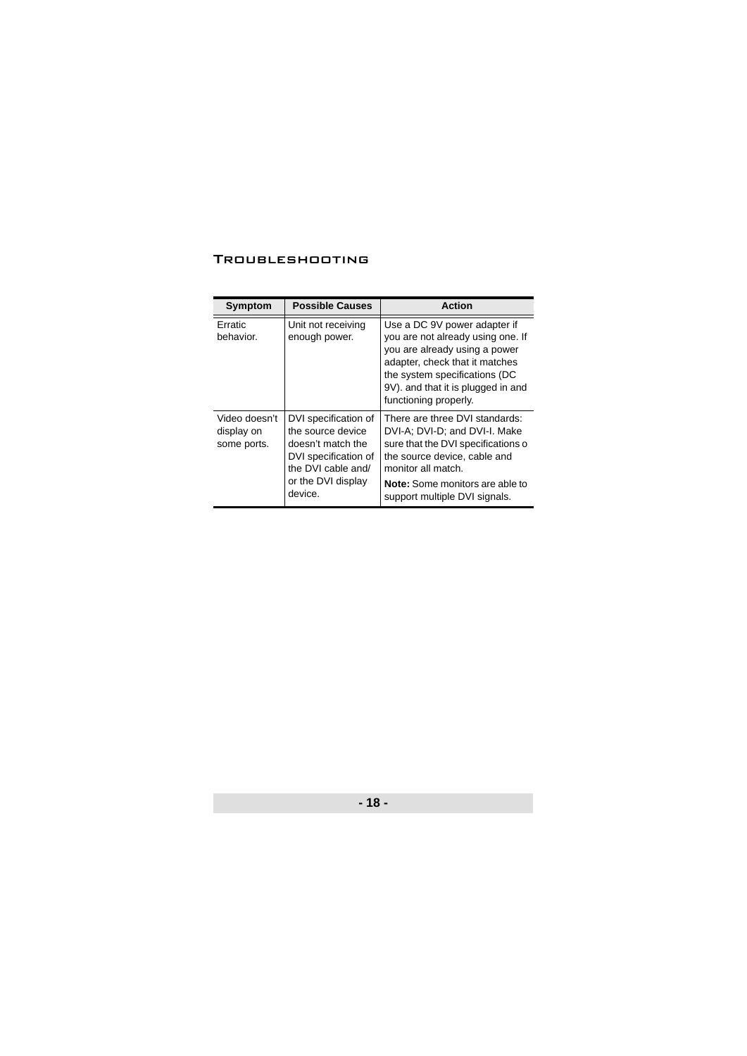## Troubleshooting

| Symptom | Possible Causes | Action |
|---|---|---|
| Erratic behavior. | Unit not receiving enough power. | Use a DC 9V power adapter if you are not already using one. If you are already using a power adapter, check that it matches the system specifications (DC 9V). and that it is plugged in and functioning properly. |
| Video doesn't display on some ports. | DVI specification of the source device doesn't match the DVI specification of the DVI cable and/ or the DVI display device. | There are three DVI standards: DVI-A; DVI-D; and DVI-I. Make sure that the DVI specifications o the source device, cable and monitor all match. **Note:** Some monitors are able to support multiple DVI signals. |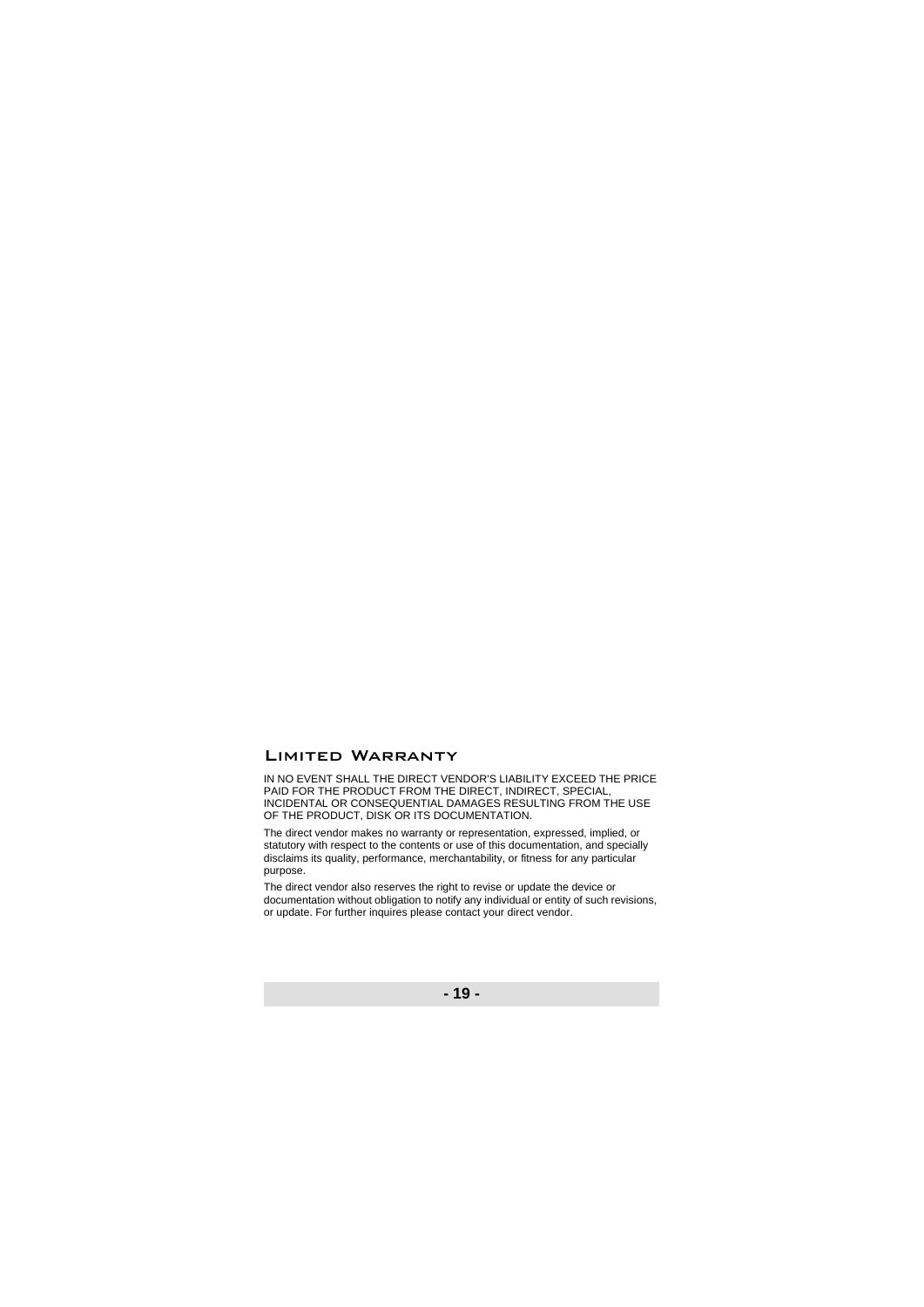## Limited Warranty

IN NO EVENT SHALL THE DIRECT VENDOR'S LIABILITY EXCEED THE PRICE PAID FOR THE PRODUCT FROM THE DIRECT, INDIRECT, SPECIAL, INCIDENTAL OR CONSEQUENTIAL DAMAGES RESULTING FROM THE USE OF THE PRODUCT, DISK OR ITS DOCUMENTATION.

The direct vendor makes no warranty or representation, expressed, implied, or statutory with respect to the contents or use of this documentation, and specially disclaims its quality, performance, merchantability, or fitness for any particular purpose.

The direct vendor also reserves the right to revise or update the device or documentation without obligation to notify any individual or entity of such revisions, or update. For further inquires please contact your direct vendor.